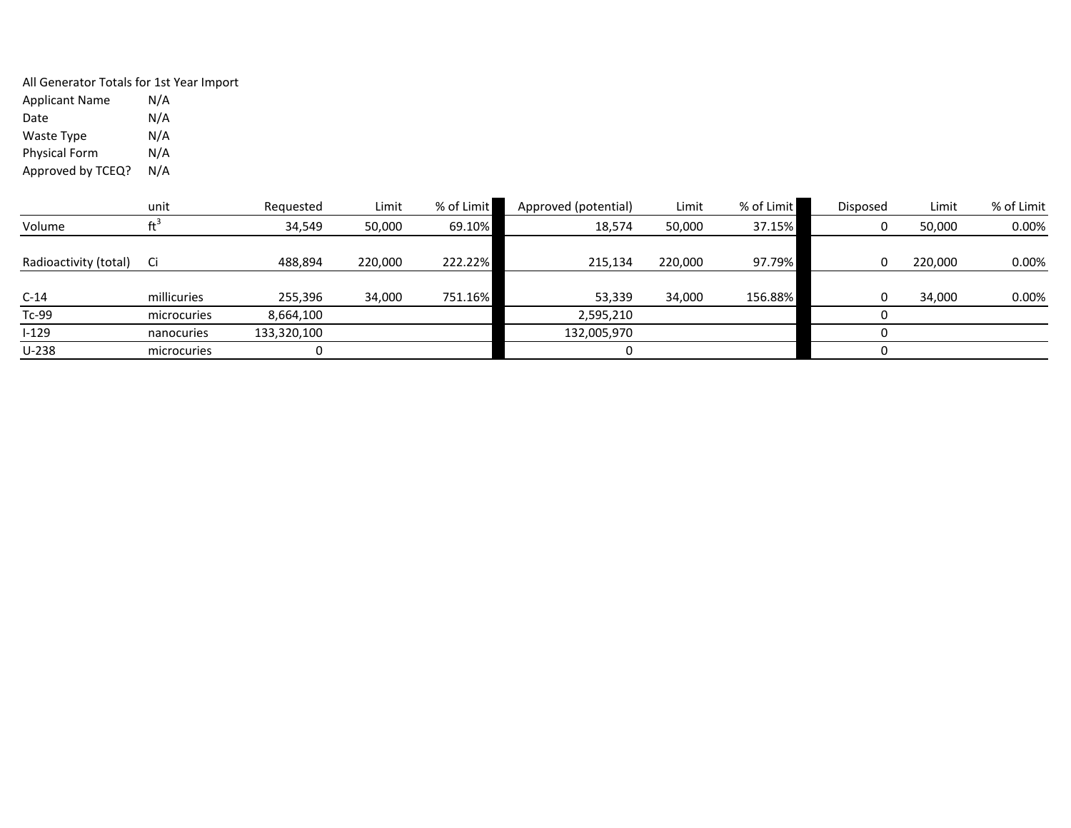All Generator Totals for 1st Year Import

| | |
|---|---|
| Applicant Name | N/A |
| Date | N/A |
| Waste Type | N/A |
| Physical Form | N/A |
| Approved by TCEQ? | N/A |

| | unit | Requested | Limit | % of Limit | Approved (potential) | Limit | % of Limit | Disposed | Limit | % of Limit |
|---|---|---|---|---|---|---|---|---|---|---|
| Volume | $ft^3$ | 34,549 | 50,000 | 69.10% | 18,574 | 50,000 | 37.15% | 0 | 50,000 | 0.00% |
| Radioactivity (total) | Ci | 488,894 | 220,000 | 222.22% | 215,134 | 220,000 | 97.79% | 0 | 220,000 | 0.00% |
| C-14 | millicuries | 255,396 | 34,000 | 751.16% | 53,339 | 34,000 | 156.88% | 0 | 34,000 | 0.00% |
| Tc-99 | microcuries | 8,664,100 | | | 2,595,210 | | | 0 | | |
| I-129 | nanocuries | 133,320,100 | | | 132,005,970 | | | 0 | | |
| U-238 | microcuries | 0 | | | 0 | | | 0 | | |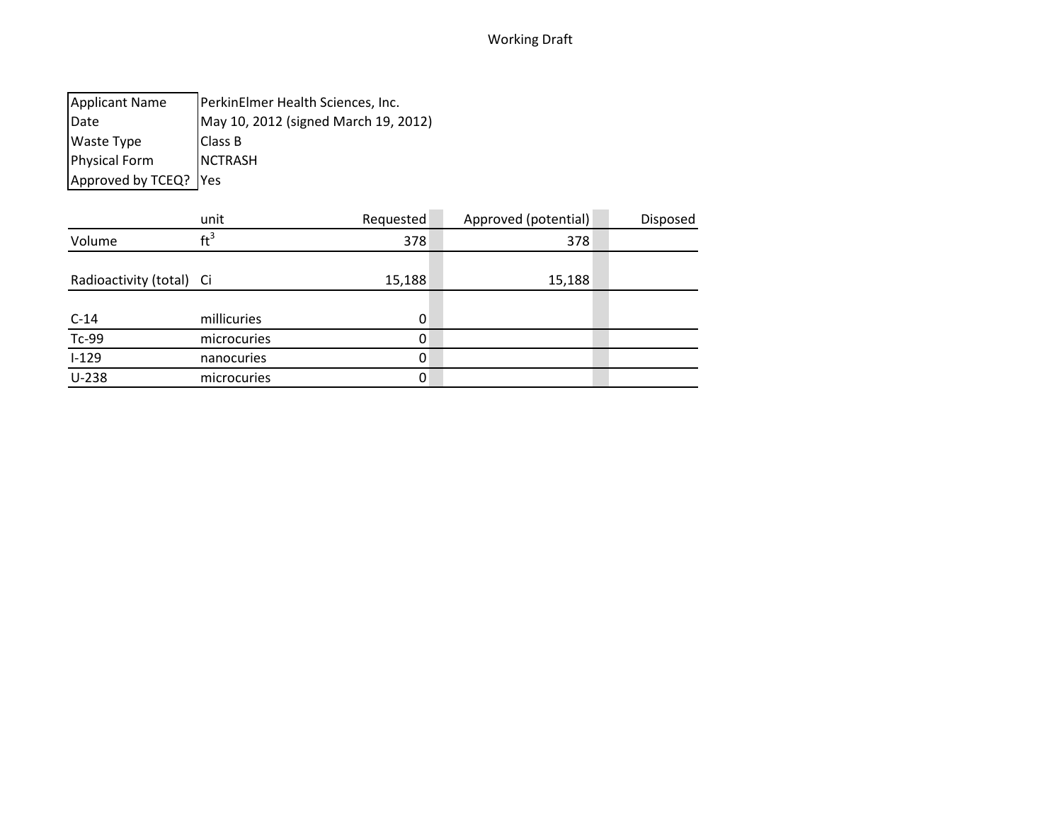Working Draft

| | |
|---|---|
| Applicant Name | PerkinElmer Health Sciences, Inc. |
| Date | May 10, 2012 (signed March 19, 2012) |
| Waste Type | Class B |
| Physical Form | NCTRASH |
| Approved by TCEQ? | Yes |

| | unit | Requested | Approved (potential) | Disposed |
|---|---|---|---|---|
| Volume | $ft^3$ | 378 | 378 | |
| Radioactivity (total) | Ci | 15,188 | 15,188 | |
| C-14 | millicuries | 0 | | |
| Tc-99 | microcuries | 0 | | |
| I-129 | nanocuries | 0 | | |
| U-238 | microcuries | 0 | | |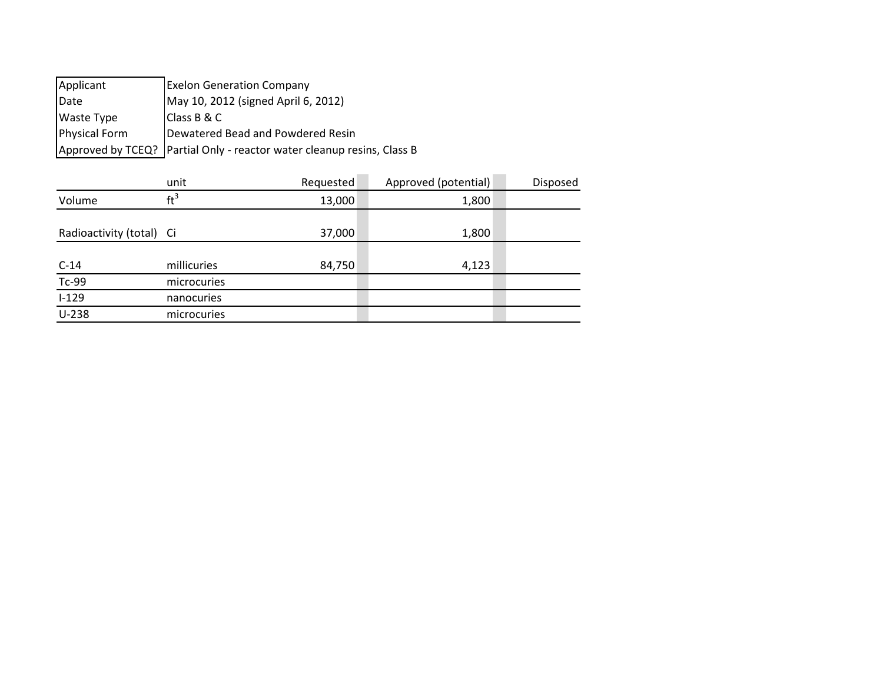| | |
|---|---|
| Applicant | Exelon Generation Company |
| Date | May 10, 2012 (signed April 6, 2012) |
| Waste Type | Class B & C |
| Physical Form | Dewatered Bead and Powdered Resin |
| Approved by TCEQ? | Partial Only - reactor water cleanup resins, Class B |

| | unit | Requested | Approved (potential) | Disposed |
|---|---|---|---|---|
| Volume | $ft^3$ | 13,000 | 1,800 | |
| Radioactivity (total) | Ci | 37,000 | 1,800 | |
| C-14 | millicuries | 84,750 | 4,123 | |
| Tc-99 | microcuries | | | |
| I-129 | nanocuries | | | |
| U-238 | microcuries | | | |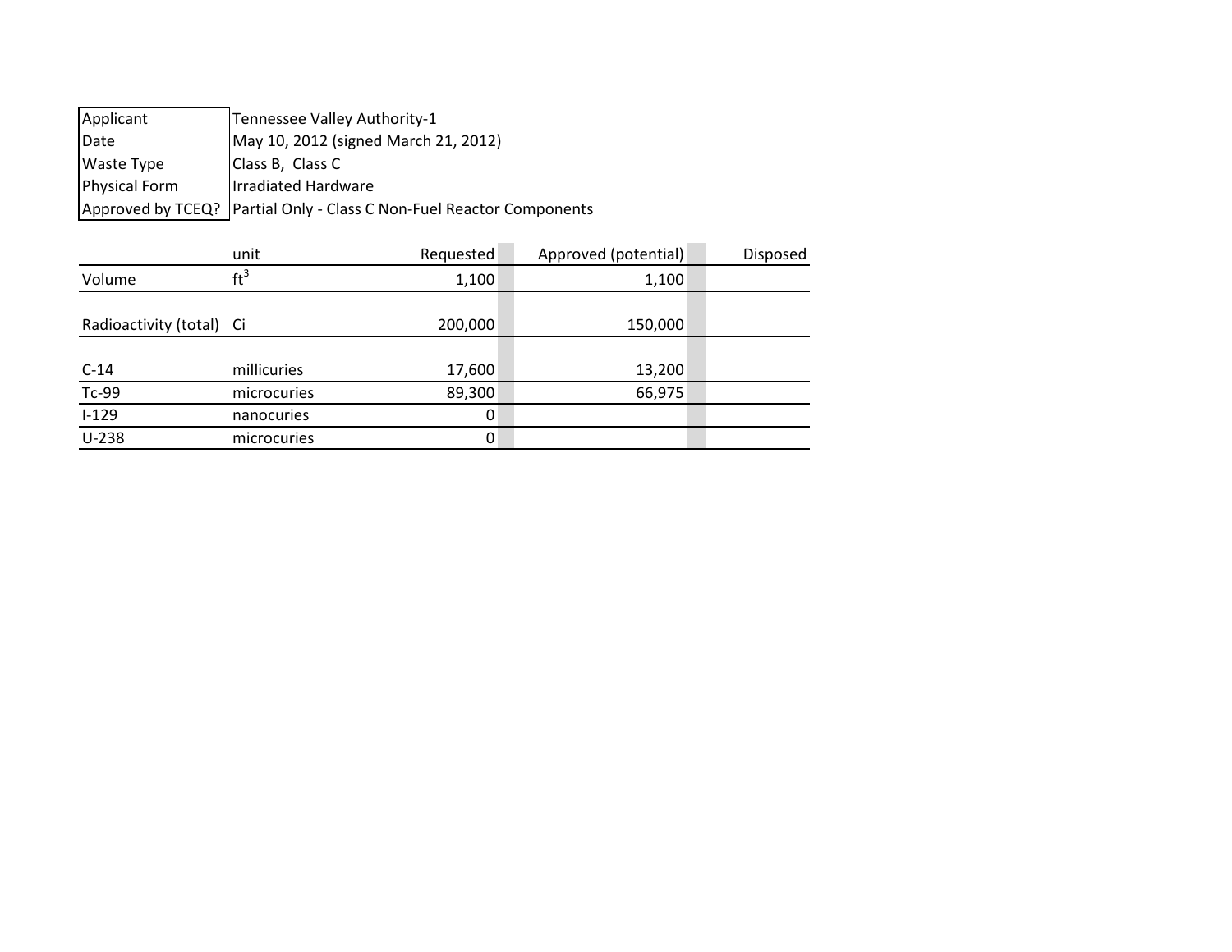| Applicant | Tennessee Valley Authority-1 |
|---|---|
| Date | May 10, 2012 (signed March 21, 2012) |
| Waste Type | Class B, Class C |
| Physical Form | Irradiated Hardware |
| Approved by TCEQ? | Partial Only - Class C Non-Fuel Reactor Components |

| | unit | Requested | Approved (potential) | Disposed |
|---|---|---|---|---|
| Volume | $ft^3$ | 1,100 | 1,100 | |
| Radioactivity (total) | Ci | 200,000 | 150,000 | |
| C-14 | millicuries | 17,600 | 13,200 | |
| Tc-99 | microcuries | 89,300 | 66,975 | |
| I-129 | nanocuries | 0 | | |
| U-238 | microcuries | 0 | | |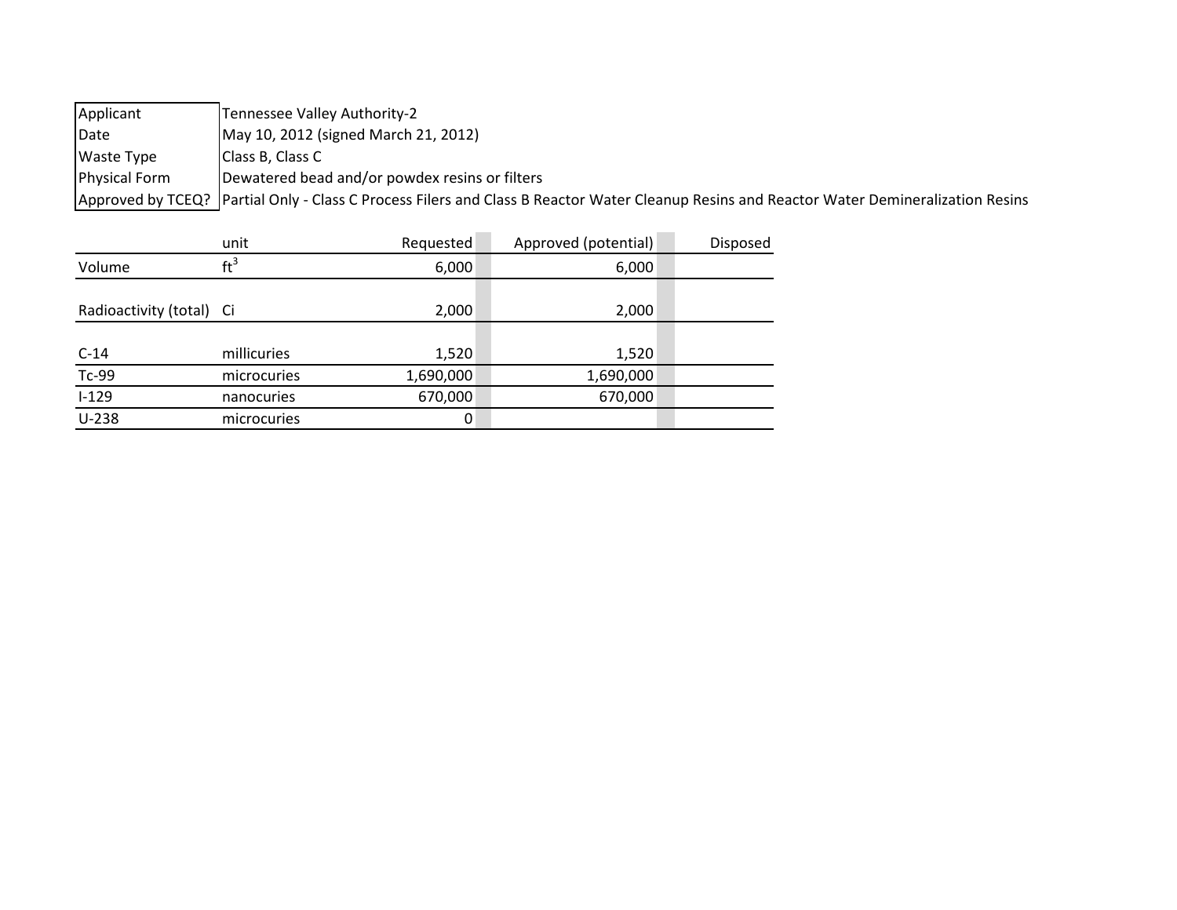| Applicant | Tennessee Valley Authority-2 |
|---|---|
| Date | May 10, 2012 (signed March 21, 2012) |
| Waste Type | Class B, Class C |
| Physical Form | Dewatered bead and/or powdex resins or filters |
| Approved by TCEQ? | Partial Only - Class C Process Filers and Class B Reactor Water Cleanup Resins and Reactor Water Demineralization Resins |

| | unit | Requested | Approved (potential) | Disposed |
|---|---|---|---|---|
| Volume | $ft^3$ | 6,000 | 6,000 | |
| Radioactivity (total) | Ci | 2,000 | 2,000 | |
| C-14 | millicuries | 1,520 | 1,520 | |
| Tc-99 | microcuries | 1,690,000 | 1,690,000 | |
| I-129 | nanocuries | 670,000 | 670,000 | |
| U-238 | microcuries | 0 | | |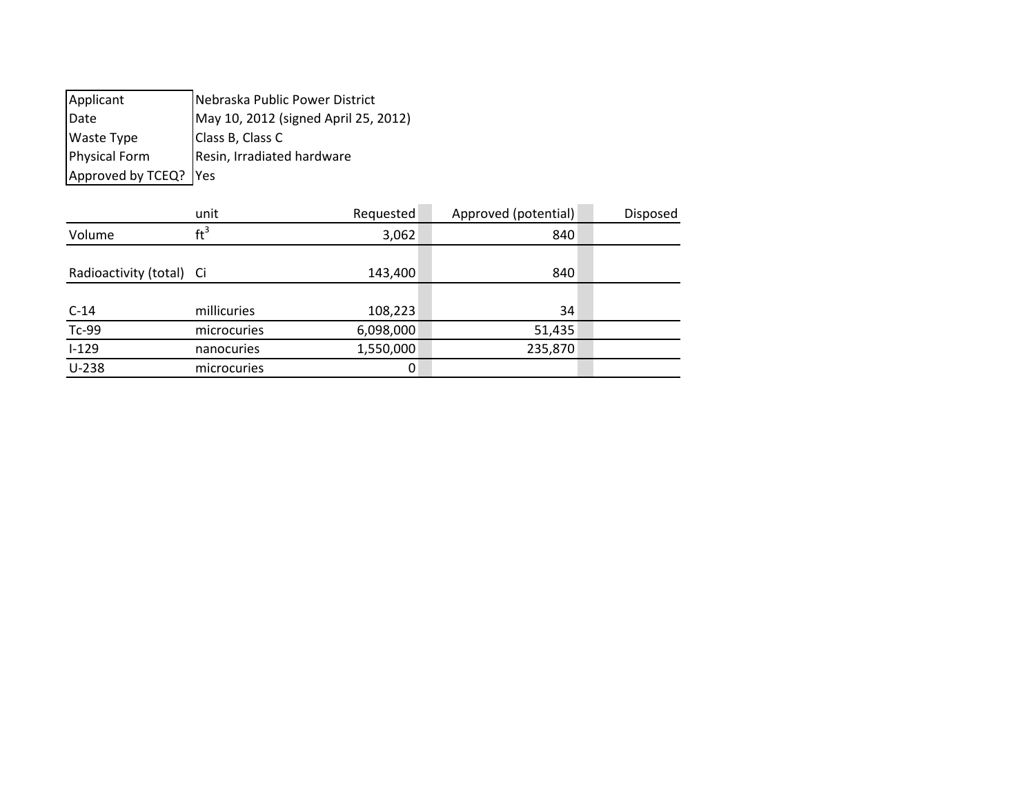| | |
|---|---|
| Applicant | Nebraska Public Power District |
| Date | May 10, 2012 (signed April 25, 2012) |
| Waste Type | Class B, Class C |
| Physical Form | Resin, Irradiated hardware |
| Approved by TCEQ? | Yes |

| | unit | Requested | Approved (potential) | Disposed |
|---|---|---|---|---|
| Volume | $ft^3$ | 3,062 | 840 | |
| Radioactivity (total) | Ci | 143,400 | 840 | |
| C-14 | millicuries | 108,223 | 34 | |
| Tc-99 | microcuries | 6,098,000 | 51,435 | |
| I-129 | nanocuries | 1,550,000 | 235,870 | |
| U-238 | microcuries | 0 | | |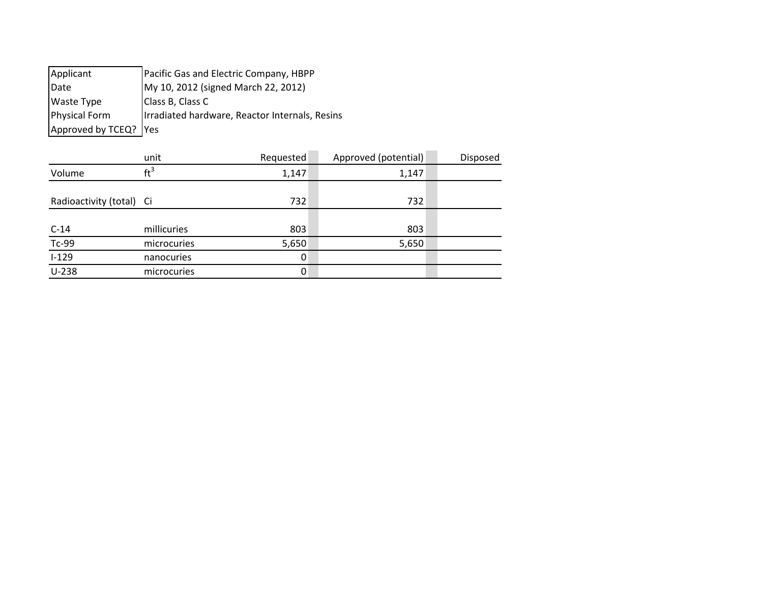| | |
|---|---|
| Applicant | Pacific Gas and Electric Company, HBPP |
| Date | My 10, 2012 (signed March 22, 2012) |
| Waste Type | Class B, Class C |
| Physical Form | Irradiated hardware, Reactor Internals, Resins |
| Approved by TCEQ? | Yes |

| | unit | Requested | Approved (potential) | Disposed |
|---|---|---|---|---|
| Volume | $ft^3$ | 1,147 | 1,147 | |
| Radioactivity (total) | Ci | 732 | 732 | |
| C-14 | millicuries | 803 | 803 | |
| Tc-99 | microcuries | 5,650 | 5,650 | |
| I-129 | nanocuries | 0 | | |
| U-238 | microcuries | 0 | | |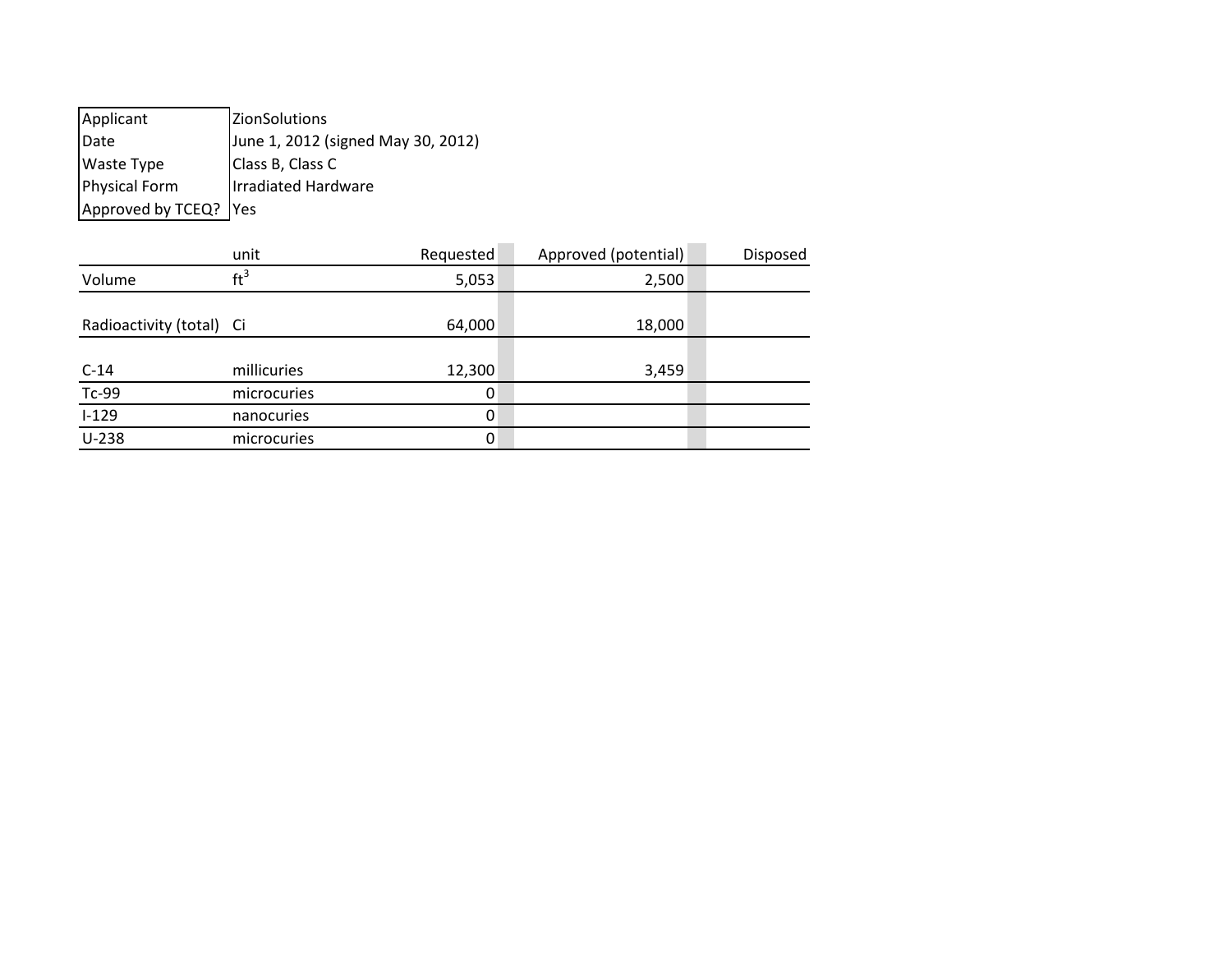| | |
|---|---|
| Applicant | ZionSolutions |
| Date | June 1, 2012 (signed May 30, 2012) |
| Waste Type | Class B, Class C |
| Physical Form | Irradiated Hardware |
| Approved by TCEQ? | Yes |

| | unit | Requested | Approved (potential) | Disposed |
|---|---|---|---|---|
| Volume | $ft^3$ | 5,053 | 2,500 | |
| Radioactivity (total) | Ci | 64,000 | 18,000 | |
| C-14 | millicuries | 12,300 | 3,459 | |
| Tc-99 | microcuries | 0 | | |
| I-129 | nanocuries | 0 | | |
| U-238 | microcuries | 0 | | |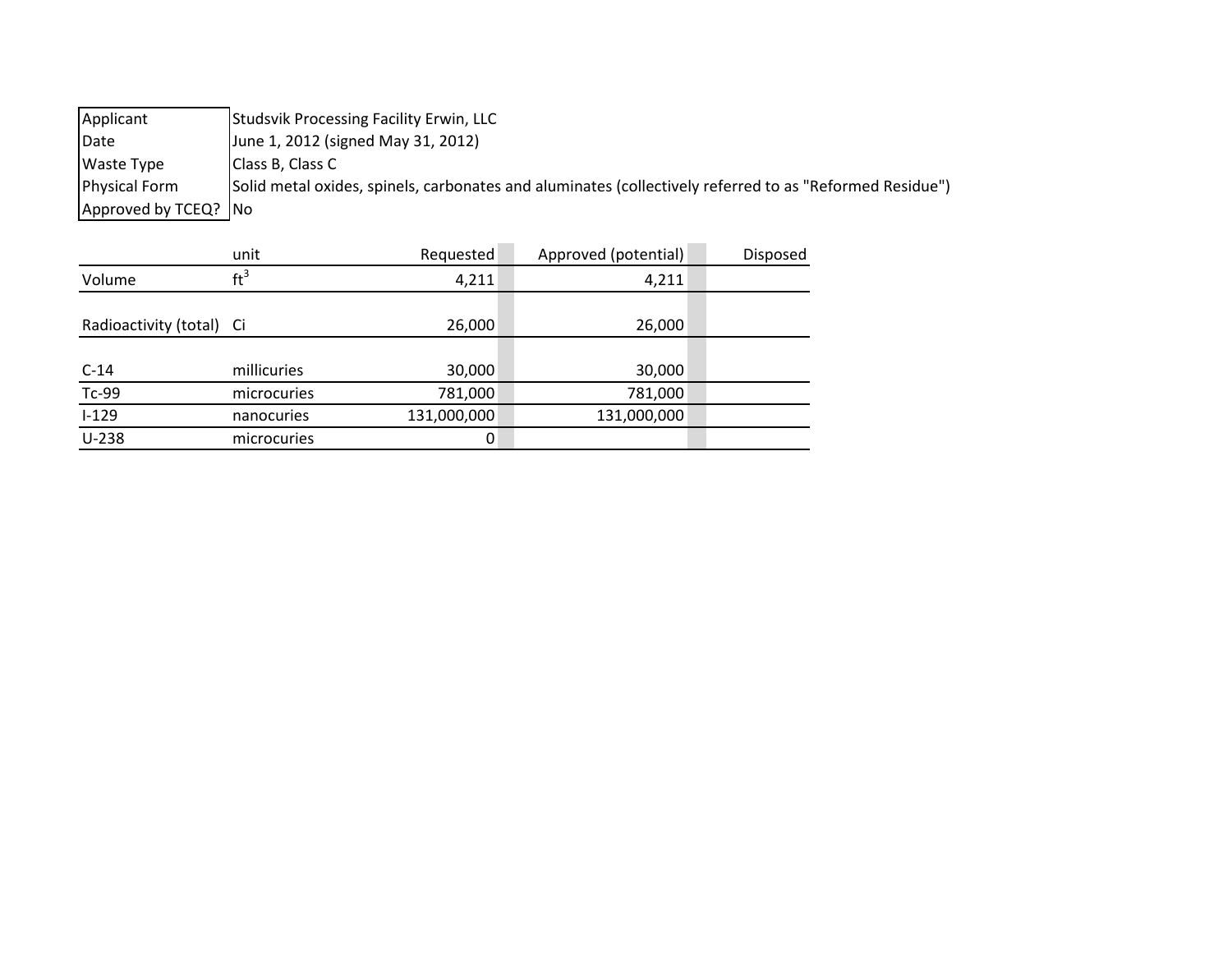| | |
|---|---|
| Applicant | Studsvik Processing Facility Erwin, LLC |
| Date | June 1, 2012 (signed May 31, 2012) |
| Waste Type | Class B, Class C |
| Physical Form | Solid metal oxides, spinels, carbonates and aluminates (collectively referred to as "Reformed Residue") |
| Approved by TCEQ? | No |

| | unit | Requested | Approved (potential) | Disposed |
|---|---|---|---|---|
| Volume | $ft^3$ | 4,211 | 4,211 | |
| Radioactivity (total) | Ci | 26,000 | 26,000 | |
| C-14 | millicuries | 30,000 | 30,000 | |
| Tc-99 | microcuries | 781,000 | 781,000 | |
| I-129 | nanocuries | 131,000,000 | 131,000,000 | |
| U-238 | microcuries | 0 | | |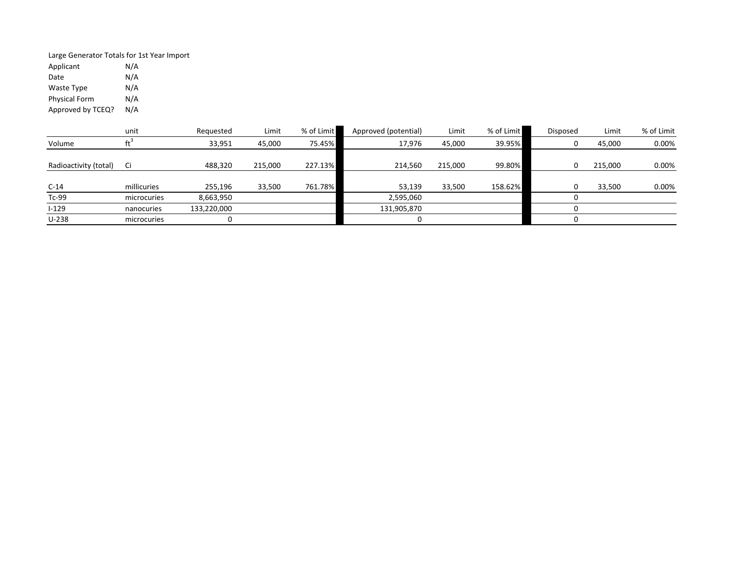Large Generator Totals for 1st Year Import

| | |
|---|---|
| Applicant | N/A |
| Date | N/A |
| Waste Type | N/A |
| Physical Form | N/A |
| Approved by TCEQ? | N/A |

| | unit | Requested | Limit | % of Limit | Approved (potential) | Limit | % of Limit | Disposed | Limit | % of Limit |
|---|---|---|---|---|---|---|---|---|---|---|
| Volume | $ft^3$ | 33,951 | 45,000 | 75.45% | 17,976 | 45,000 | 39.95% | 0 | 45,000 | 0.00% |
| Radioactivity (total) | Ci | 488,320 | 215,000 | 227.13% | 214,560 | 215,000 | 99.80% | 0 | 215,000 | 0.00% |
| C-14 | millicuries | 255,196 | 33,500 | 761.78% | 53,139 | 33,500 | 158.62% | 0 | 33,500 | 0.00% |
| Tc-99 | microcuries | 8,663,950 | | | 2,595,060 | | | 0 | | |
| I-129 | nanocuries | 133,220,000 | | | 131,905,870 | | | 0 | | |
| U-238 | microcuries | 0 | | | 0 | | | 0 | | |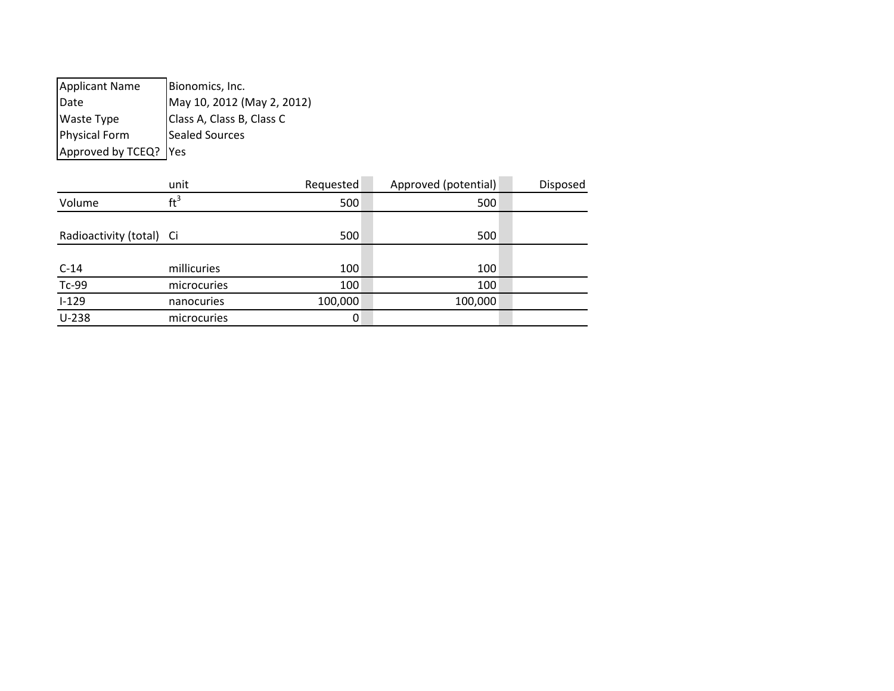| Applicant Name | Bionomics, Inc. |
| --- | --- |
| Date | May 10, 2012 (May 2, 2012) |
| Waste Type | Class A, Class B, Class C |
| Physical Form | Sealed Sources |
| Approved by TCEQ? | Yes |

| | unit | Requested | Approved (potential) | Disposed |
| --- | --- | --- | --- | --- |
| Volume | $ft^3$ | 500 | 500 | |
| Radioactivity (total) | Ci | 500 | 500 | |
| C-14 | millicuries | 100 | 100 | |
| Tc-99 | microcuries | 100 | 100 | |
| I-129 | nanocuries | 100,000 | 100,000 | |
| U-238 | microcuries | 0 | | |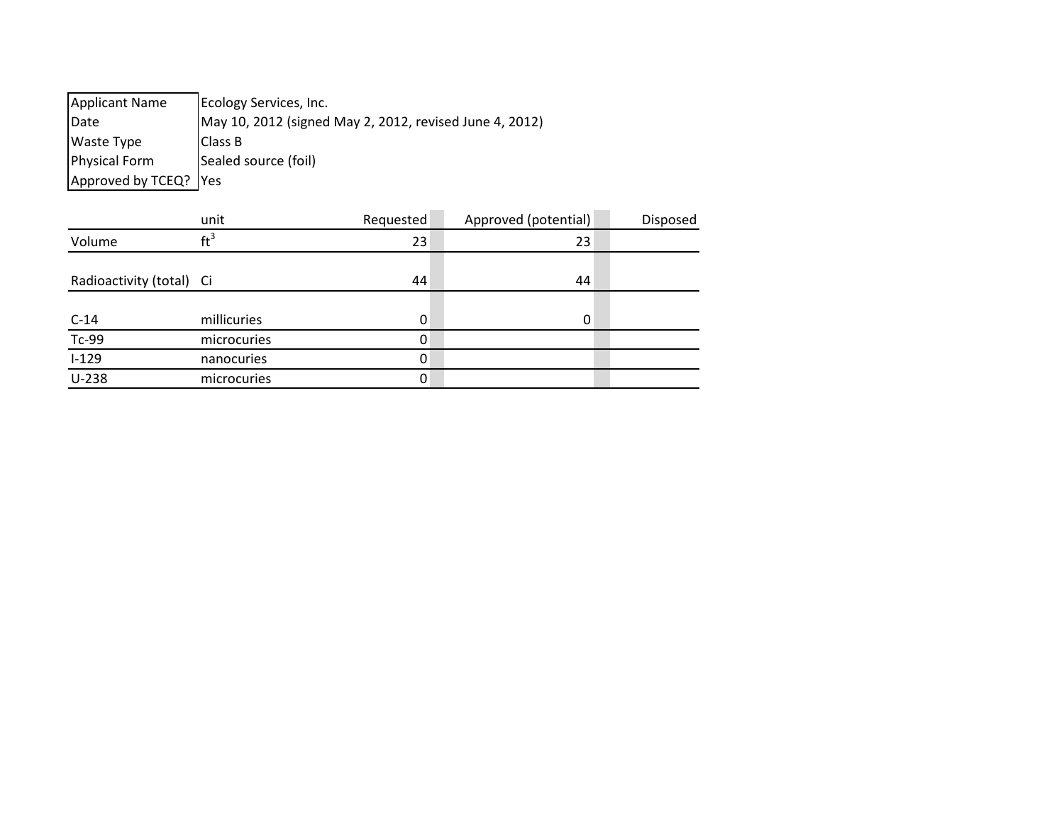| | |
|---|---|
| Applicant Name | Ecology Services, Inc. |
| Date | May 10, 2012 (signed May 2, 2012, revised June 4, 2012) |
| Waste Type | Class B |
| Physical Form | Sealed source (foil) |
| Approved by TCEQ? | Yes |

| | unit | Requested | Approved (potential) | Disposed |
|---|---|---|---|---|
| Volume | $ft^3$ | 23 | 23 | |
| Radioactivity (total) | Ci | 44 | 44 | |
| C-14 | millicuries | 0 | 0 | |
| Tc-99 | microcuries | 0 | | |
| I-129 | nanocuries | 0 | | |
| U-238 | microcuries | 0 | | |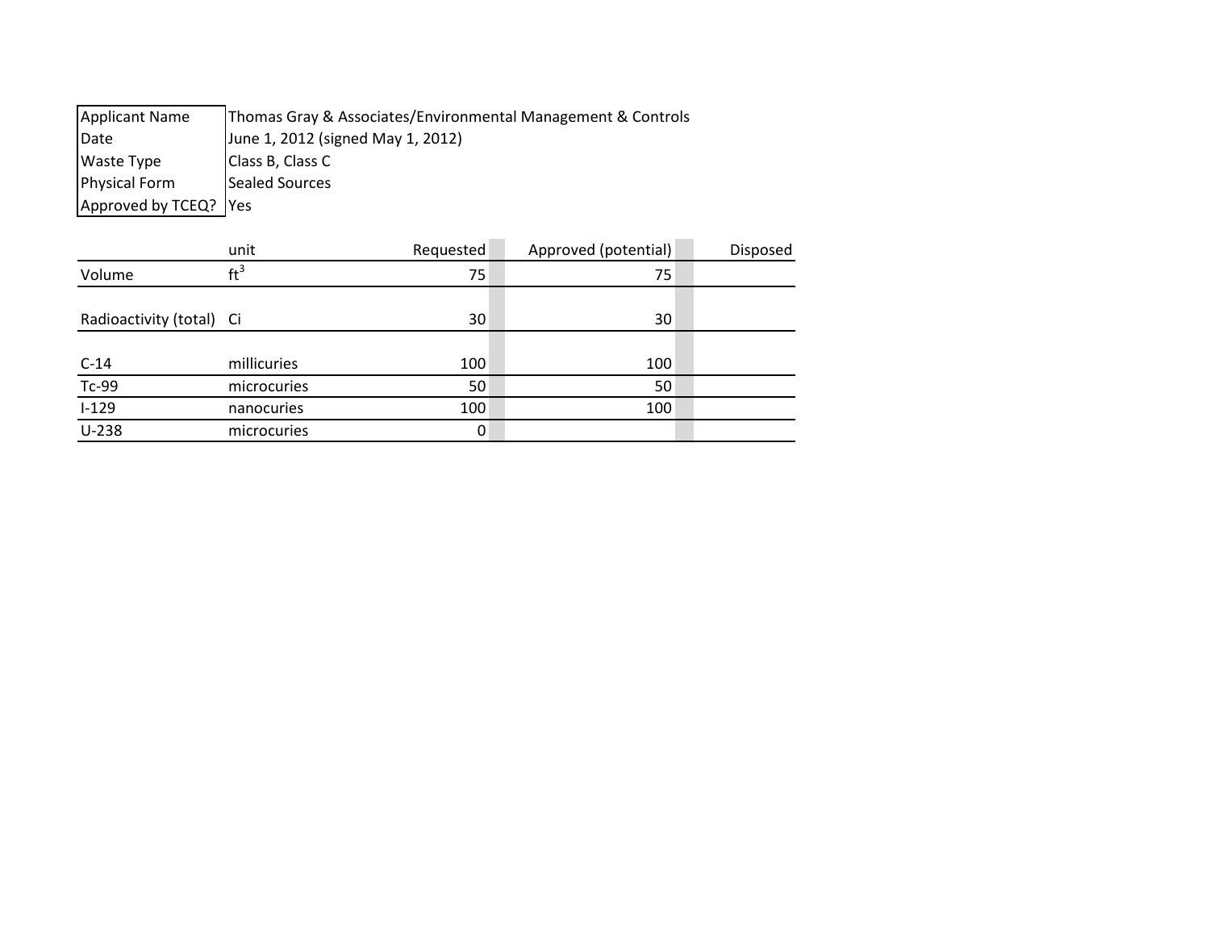| Applicant Name | Thomas Gray & Associates/Environmental Management & Controls |
| --- | --- |
| Date | June 1, 2012 (signed May 1, 2012) |
| Waste Type | Class B, Class C |
| Physical Form | Sealed Sources |
| Approved by TCEQ? | Yes |

| | unit | Requested | Approved (potential) | Disposed |
| --- | --- | --- | --- | --- |
| Volume | $ft^3$ | 75 | 75 | |
| Radioactivity (total) | Ci | 30 | 30 | |
| C-14 | millicuries | 100 | 100 | |
| Tc-99 | microcuries | 50 | 50 | |
| I-129 | nanocuries | 100 | 100 | |
| U-238 | microcuries | 0 | | |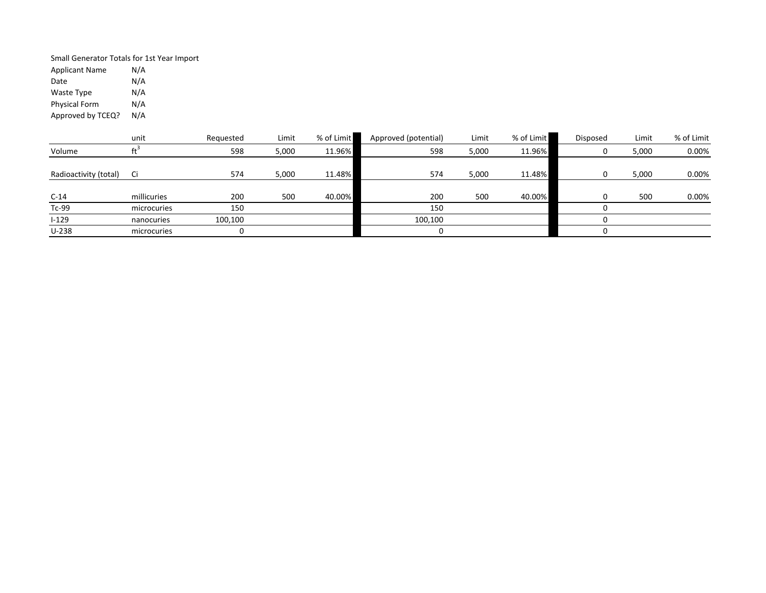Small Generator Totals for 1st Year Import

Applicant Name N/A

Date N/A

Waste Type N/A

Physical Form N/A

Approved by TCEQ? N/A

| | unit | Requested | Limit | % of Limit | Approved (potential) | Limit | % of Limit | Disposed | Limit | % of Limit |
|---|---|---|---|---|---|---|---|---|---|---|
| Volume | $ft^3$ | 598 | 5,000 | 11.96% | 598 | 5,000 | 11.96% | 0 | 5,000 | 0.00% |
| Radioactivity (total) | Ci | 574 | 5,000 | 11.48% | 574 | 5,000 | 11.48% | 0 | 5,000 | 0.00% |
| C-14 | millicuries | 200 | 500 | 40.00% | 200 | 500 | 40.00% | 0 | 500 | 0.00% |
| Tc-99 | microcuries | 150 | | | 150 | | | 0 | | |
| I-129 | nanocuries | 100,100 | | | 100,100 | | | 0 | | |
| U-238 | microcuries | 0 | | | 0 | | | 0 | | |